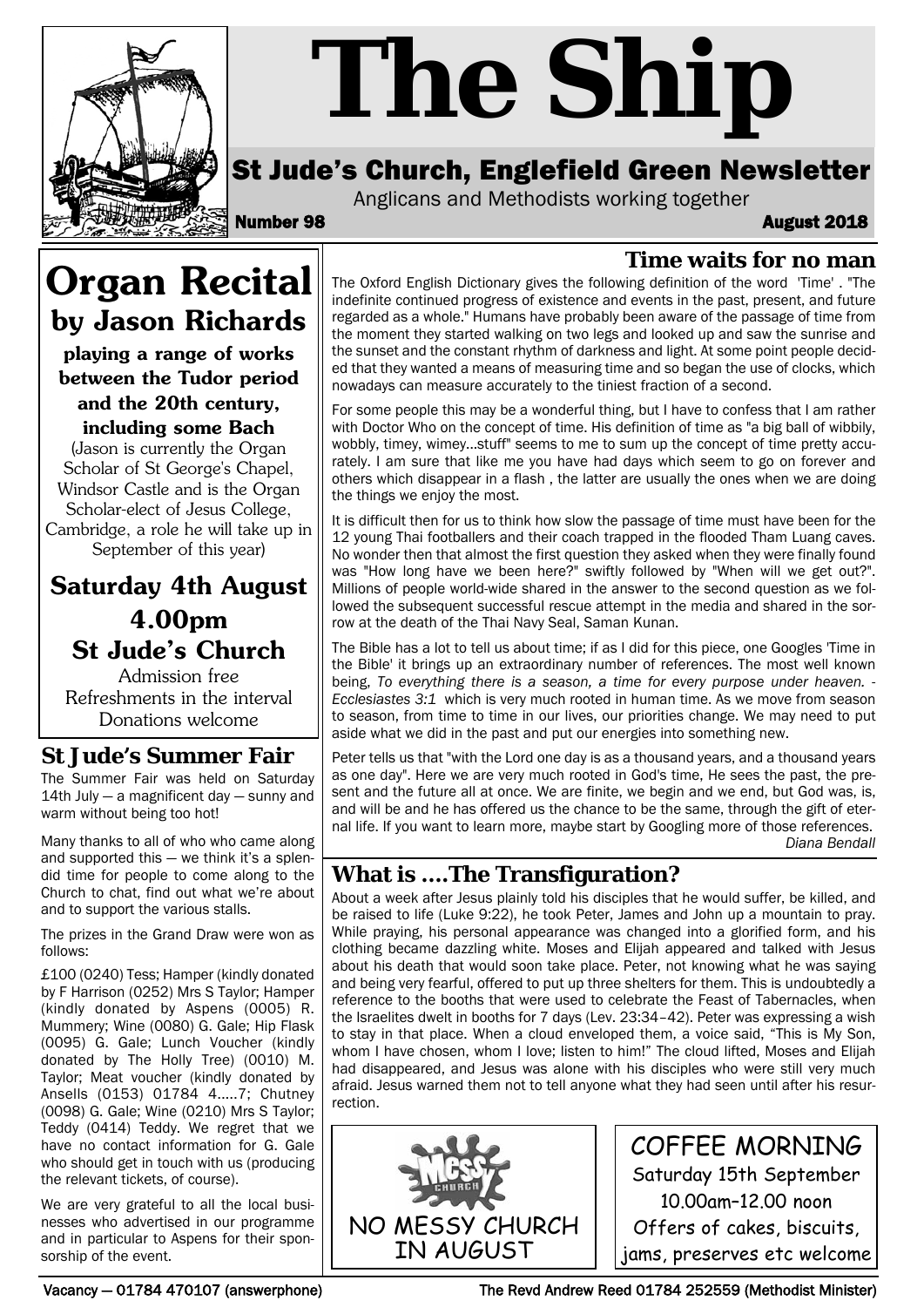# The Ship

## St Jude's Church, Englefield Green Newsletter

Anglicans and Methodists working together

**Number 98** **August 2018**

# Organ Recital

## by Jason Richards

**playing a range of works between the Tudor period and the 20th century, including some Bach**

(Jason is currently the Organ Scholar of St George's Chapel, Windsor Castle and is the Organ Scholar-elect of Jesus College, Cambridge, a role he will take up in September of this year)

## Saturday 4th August 4.00pm St Jude's Church

Admission free
Refreshments in the interval
Donations welcome

## St Jude's Summer Fair

The Summer Fair was held on Saturday 14th July — a magnificent day — sunny and warm without being too hot!

Many thanks to all of who who came along and supported this — we think it's a splendid time for people to come along to the Church to chat, find out what we're about and to support the various stalls.

The prizes in the Grand Draw were won as follows:

£100 (0240) Tess; Hamper (kindly donated by F Harrison (0252) Mrs S Taylor; Hamper (kindly donated by Aspens (0005) R. Mummery; Wine (0080) G. Gale; Hip Flask (0095) G. Gale; Lunch Voucher (kindly donated by The Holly Tree) (0010) M. Taylor; Meat voucher (kindly donated by Ansells (0153) 01784 4.....7; Chutney (0098) G. Gale; Wine (0210) Mrs S Taylor; Teddy (0414) Teddy. We regret that we have no contact information for G. Gale who should get in touch with us (producing the relevant tickets, of course).

We are very grateful to all the local businesses who advertised in our programme and in particular to Aspens for their sponsorship of the event.

## Time waits for no man

The Oxford English Dictionary gives the following definition of the word 'Time' . "The indefinite continued progress of existence and events in the past, present, and future regarded as a whole." Humans have probably been aware of the passage of time from the moment they started walking on two legs and looked up and saw the sunrise and the sunset and the constant rhythm of darkness and light. At some point people decided that they wanted a means of measuring time and so began the use of clocks, which nowadays can measure accurately to the tiniest fraction of a second.

For some people this may be a wonderful thing, but I have to confess that I am rather with Doctor Who on the concept of time. His definition of time as "a big ball of wibbily, wobbly, timey, wimey...stuff" seems to me to sum up the concept of time pretty accurately. I am sure that like me you have had days which seem to go on forever and others which disappear in a flash , the latter are usually the ones when we are doing the things we enjoy the most.

It is difficult then for us to think how slow the passage of time must have been for the 12 young Thai footballers and their coach trapped in the flooded Tham Luang caves. No wonder then that almost the first question they asked when they were finally found was "How long have we been here?" swiftly followed by "When will we get out?". Millions of people world-wide shared in the answer to the second question as we followed the subsequent successful rescue attempt in the media and shared in the sorrow at the death of the Thai Navy Seal, Saman Kunan.

The Bible has a lot to tell us about time; if as I did for this piece, one Googles 'Time in the Bible' it brings up an extraordinary number of references. The most well known being, *To everything there is a season, a time for every purpose under heaven. - Ecclesiastes 3:1* which is very much rooted in human time. As we move from season to season, from time to time in our lives, our priorities change. We may need to put aside what we did in the past and put our energies into something new.

Peter tells us that "with the Lord one day is as a thousand years, and a thousand years as one day". Here we are very much rooted in God's time, He sees the past, the present and the future all at once. We are finite, we begin and we end, but God was, is, and will be and he has offered us the chance to be the same, through the gift of eternal life. If you want to learn more, maybe start by Googling more of those references.

*Diana Bendall*

## What is ....The Transfiguration?

About a week after Jesus plainly told his disciples that he would suffer, be killed, and be raised to life (Luke 9:22), he took Peter, James and John up a mountain to pray. While praying, his personal appearance was changed into a glorified form, and his clothing became dazzling white. Moses and Elijah appeared and talked with Jesus about his death that would soon take place. Peter, not knowing what he was saying and being very fearful, offered to put up three shelters for them. This is undoubtedly a reference to the booths that were used to celebrate the Feast of Tabernacles, when the Israelites dwelt in booths for 7 days (Lev. 23:34–42). Peter was expressing a wish to stay in that place. When a cloud enveloped them, a voice said, "This is My Son, whom I have chosen, whom I love; listen to him!" The cloud lifted, Moses and Elijah had disappeared, and Jesus was alone with his disciples who were still very much afraid. Jesus warned them not to tell anyone what they had seen until after his resurrection.

NO MESSY CHURCH IN AUGUST

COFFEE MORNING
Saturday 15th September
10.00am–12.00 noon
Offers of cakes, biscuits, jams, preserves etc welcome

Vacancy — 01784 470107 (answerphone) The Revd Andrew Reed 01784 252559 (Methodist Minister)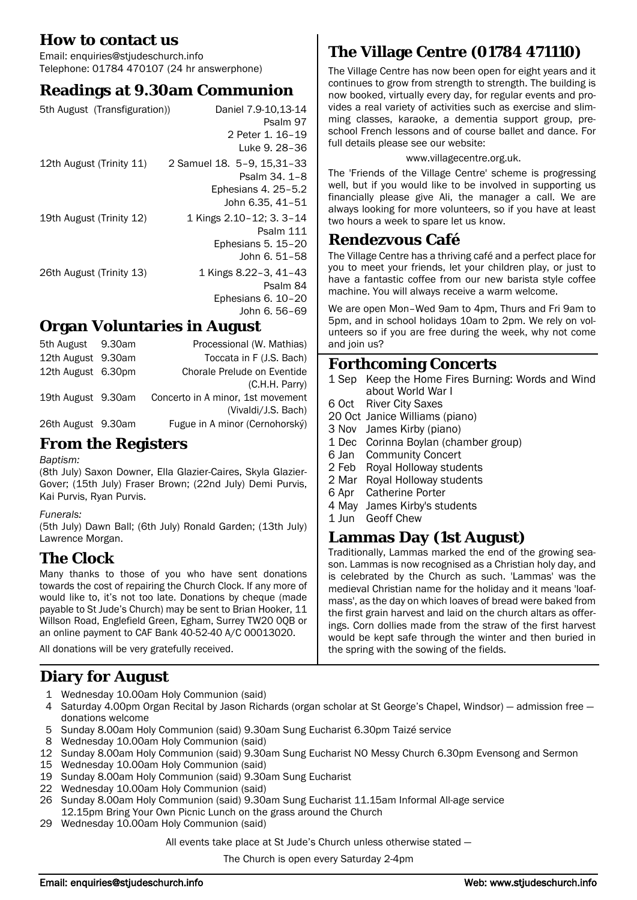## How to contact us

Email: enquiries@stjudeschurch.info
Telephone: 01784 470107 (24 hr answerphone)

## Readings at 9.30am Communion

| | |
|---|---|
| 5th August (Transfiguration)) | Daniel 7.9-10,13-14<br>Psalm 97<br>2 Peter 1. 16–19<br>Luke 9. 28–36 |
| 12th August (Trinity 11) | 2 Samuel 18. 5–9, 15,31–33<br>Psalm 34. 1–8<br>Ephesians 4. 25–5.2<br>John 6.35, 41–51 |
| 19th August (Trinity 12) | 1 Kings 2.10–12; 3. 3–14<br>Psalm 111<br>Ephesians 5. 15–20<br>John 6. 51–58 |
| 26th August (Trinity 13) | 1 Kings 8.22–3, 41–43<br>Psalm 84<br>Ephesians 6. 10–20<br>John 6. 56–69 |

## Organ Voluntaries in August

| | | |
|---|---|---|
| 5th August | 9.30am | Processional (W. Mathias) |
| 12th August | 9.30am | Toccata in F (J.S. Bach) |
| 12th August | 6.30pm | Chorale Prelude on Eventide (C.H.H. Parry) |
| 19th August | 9.30am | Concerto in A minor, 1st movement (Vivaldi/J.S. Bach) |
| 26th August | 9.30am | Fugue in A minor (Cernohorský) |

## From the Registers

*Baptism:*

(8th July) Saxon Downer, Ella Glazier-Caires, Skyla Glazier-Gover; (15th July) Fraser Brown; (22nd July) Demi Purvis, Kai Purvis, Ryan Purvis.

*Funerals:*

(5th July) Dawn Ball; (6th July) Ronald Garden; (13th July) Lawrence Morgan.

## The Clock

Many thanks to those of you who have sent donations towards the cost of repairing the Church Clock. If any more of would like to, it's not too late. Donations by cheque (made payable to St Jude's Church) may be sent to Brian Hooker, 11 Willson Road, Englefield Green, Egham, Surrey TW20 0QB or an online payment to CAF Bank 40-52-40 A/C 00013020.

All donations will be very gratefully received.

## The Village Centre (01784 471110)

The Village Centre has now been open for eight years and it continues to grow from strength to strength. The building is now booked, virtually every day, for regular events and provides a real variety of activities such as exercise and slimming classes, karaoke, a dementia support group, preschool French lessons and of course ballet and dance. For full details please see our website:

www.villagecentre.org.uk.

The 'Friends of the Village Centre' scheme is progressing well, but if you would like to be involved in supporting us financially please give Ali, the manager a call. We are always looking for more volunteers, so if you have at least two hours a week to spare let us know.

## Rendezvous Café

The Village Centre has a thriving café and a perfect place for you to meet your friends, let your children play, or just to have a fantastic coffee from our new barista style coffee machine. You will always receive a warm welcome.

We are open Mon–Wed 9am to 4pm, Thurs and Fri 9am to 5pm, and in school holidays 10am to 2pm. We rely on volunteers so if you are free during the week, why not come and join us?

## Forthcoming Concerts

| | |
|---|---|
| 1 Sep | Keep the Home Fires Burning: Words and Wind about World War I |
| 6 Oct | River City Saxes |
| 20 Oct | Janice Williams (piano) |
| 3 Nov | James Kirby (piano) |
| 1 Dec | Corinna Boylan (chamber group) |
| 6 Jan | Community Concert |
| 2 Feb | Royal Holloway students |
| 2 Mar | Royal Holloway students |
| 6 Apr | Catherine Porter |
| 4 May | James Kirby's students |
| 1 Jun | Geoff Chew |

## Lammas Day (1st August)

Traditionally, Lammas marked the end of the growing season. Lammas is now recognised as a Christian holy day, and is celebrated by the Church as such. 'Lammas' was the medieval Christian name for the holiday and it means 'loaf-mass', as the day on which loaves of bread were baked from the first grain harvest and laid on the church altars as offerings. Corn dollies made from the straw of the first harvest would be kept safe through the winter and then buried in the spring with the sowing of the fields.

## Diary for August

- 1 Wednesday 10.00am Holy Communion (said)
- 4 Saturday 4.00pm Organ Recital by Jason Richards (organ scholar at St George's Chapel, Windsor) — admission free — donations welcome
- 5 Sunday 8.00am Holy Communion (said) 9.30am Sung Eucharist 6.30pm Taizé service
- 8 Wednesday 10.00am Holy Communion (said)
- 12 Sunday 8.00am Holy Communion (said) 9.30am Sung Eucharist NO Messy Church 6.30pm Evensong and Sermon
- 15 Wednesday 10.00am Holy Communion (said)
- 19 Sunday 8.00am Holy Communion (said) 9.30am Sung Eucharist
- 22 Wednesday 10.00am Holy Communion (said)
- 26 Sunday 8.00am Holy Communion (said) 9.30am Sung Eucharist 11.15am Informal All-age service 12.15pm Bring Your Own Picnic Lunch on the grass around the Church
- 29 Wednesday 10.00am Holy Communion (said)

All events take place at St Jude's Church unless otherwise stated —

The Church is open every Saturday 2-4pm